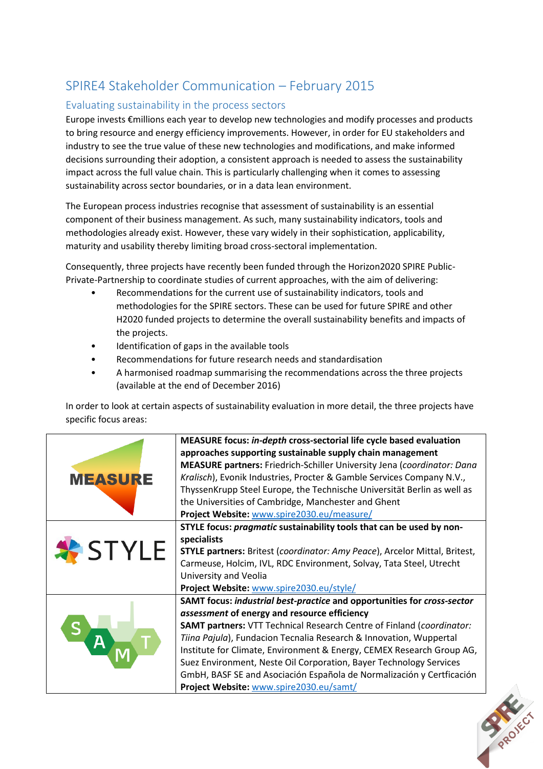# SPIRE4 Stakeholder Communication – February 2015

## Evaluating sustainability in the process sectors

Europe invests €millions each year to develop new technologies and modify processes and products to bring resource and energy efficiency improvements. However, in order for EU stakeholders and industry to see the true value of these new technologies and modifications, and make informed decisions surrounding their adoption, a consistent approach is needed to assess the sustainability impact across the full value chain. This is particularly challenging when it comes to assessing sustainability across sector boundaries, or in a data lean environment.

The European process industries recognise that assessment of sustainability is an essential component of their business management. As such, many sustainability indicators, tools and methodologies already exist. However, these vary widely in their sophistication, applicability, maturity and usability thereby limiting broad cross-sectoral implementation.

Consequently, three projects have recently been funded through the Horizon2020 SPIRE Public-Private-Partnership to coordinate studies of current approaches, with the aim of delivering:

- Recommendations for the current use of sustainability indicators, tools and methodologies for the SPIRE sectors. These can be used for future SPIRE and other H2020 funded projects to determine the overall sustainability benefits and impacts of the projects.
- Identification of gaps in the available tools
- Recommendations for future research needs and standardisation
- A harmonised roadmap summarising the recommendations across the three projects (available at the end of December 2016)

In order to look at certain aspects of sustainability evaluation in more detail, the three projects have specific focus areas:

| | |
|---|---|
| MEASURE | **MEASURE focus: *in-depth* cross-sectorial life cycle based evaluation approaches supporting sustainable supply chain management**<br>**MEASURE partners:** Friedrich-Schiller University Jena (*coordinator: Dana Kralisch*), Evonik Industries, Procter & Gamble Services Company N.V., ThyssenKrupp Steel Europe, the Technische Universität Berlin as well as the Universities of Cambridge, Manchester and Ghent<br>**Project Website:** www.spire2030.eu/measure/ |
| STYLE | **STYLE focus: *pragmatic* sustainability tools that can be used by non-specialists**<br>**STYLE partners:** Britest (*coordinator: Amy Peace*), Arcelor Mittal, Britest, Carmeuse, Holcim, IVL, RDC Environment, Solvay, Tata Steel, Utrecht University and Veolia<br>**Project Website:** www.spire2030.eu/style/ |
| SAMT | **SAMT focus: *industrial best-practice* and opportunities for *cross-sector assessment* of energy and resource efficiency**<br>**SAMT partners:** VTT Technical Research Centre of Finland (*coordinator: Tiina Pajula*), Fundacion Tecnalia Research & Innovation, Wuppertal Institute for Climate, Environment & Energy, CEMEX Research Group AG, Suez Environment, Neste Oil Corporation, Bayer Technology Services GmbH, BASF SE and Asociación Española de Normalización y Certficación<br>**Project Website:** www.spire2030.eu/samt/ |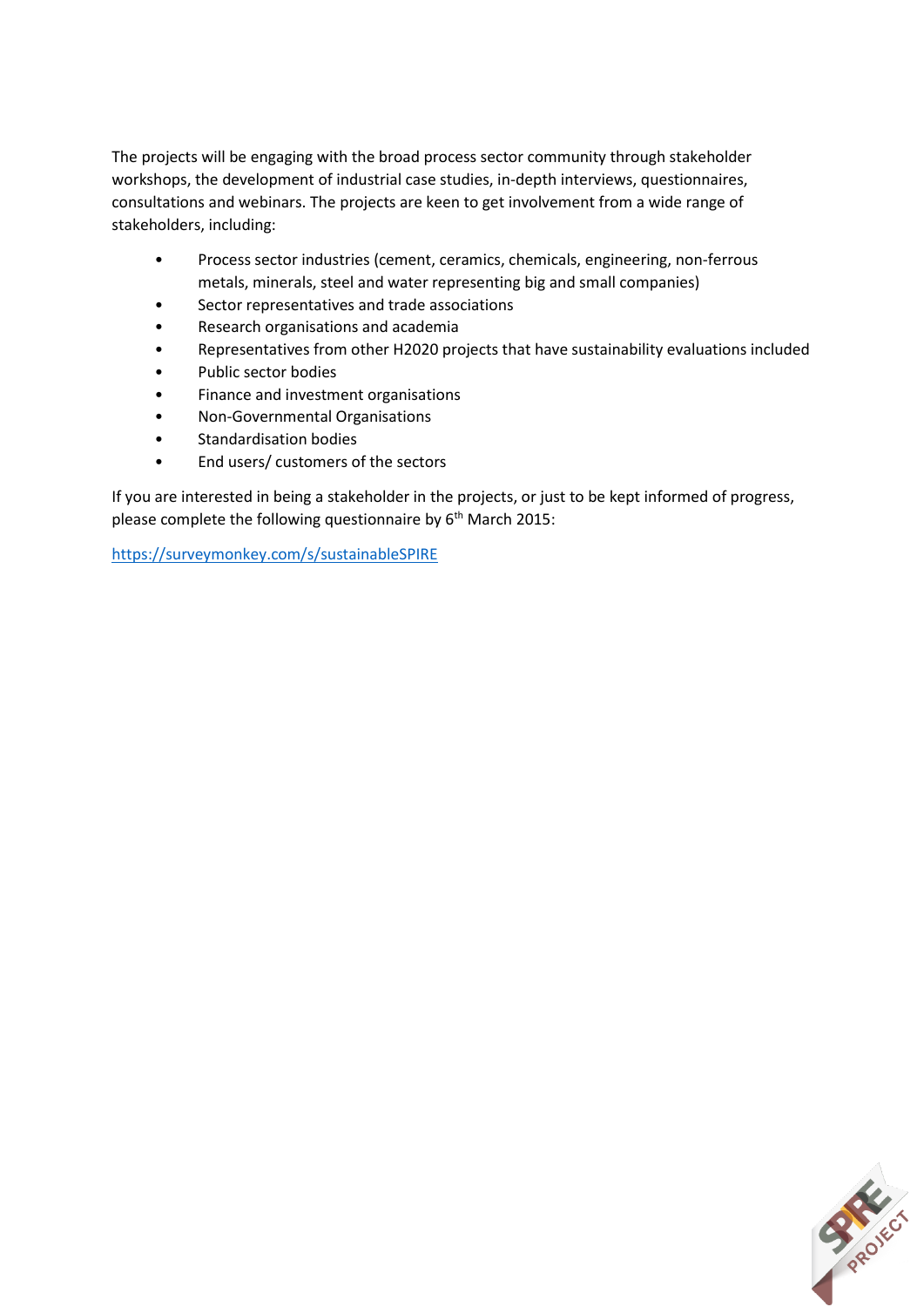The projects will be engaging with the broad process sector community through stakeholder workshops, the development of industrial case studies, in-depth interviews, questionnaires, consultations and webinars. The projects are keen to get involvement from a wide range of stakeholders, including:

- Process sector industries (cement, ceramics, chemicals, engineering, non-ferrous metals, minerals, steel and water representing big and small companies)
- Sector representatives and trade associations
- Research organisations and academia
- Representatives from other H2020 projects that have sustainability evaluations included
- Public sector bodies
- Finance and investment organisations
- Non-Governmental Organisations
- Standardisation bodies
- End users/ customers of the sectors

If you are interested in being a stakeholder in the projects, or just to be kept informed of progress, please complete the following questionnaire by 6th March 2015:

https://surveymonkey.com/s/sustainableSPIRE